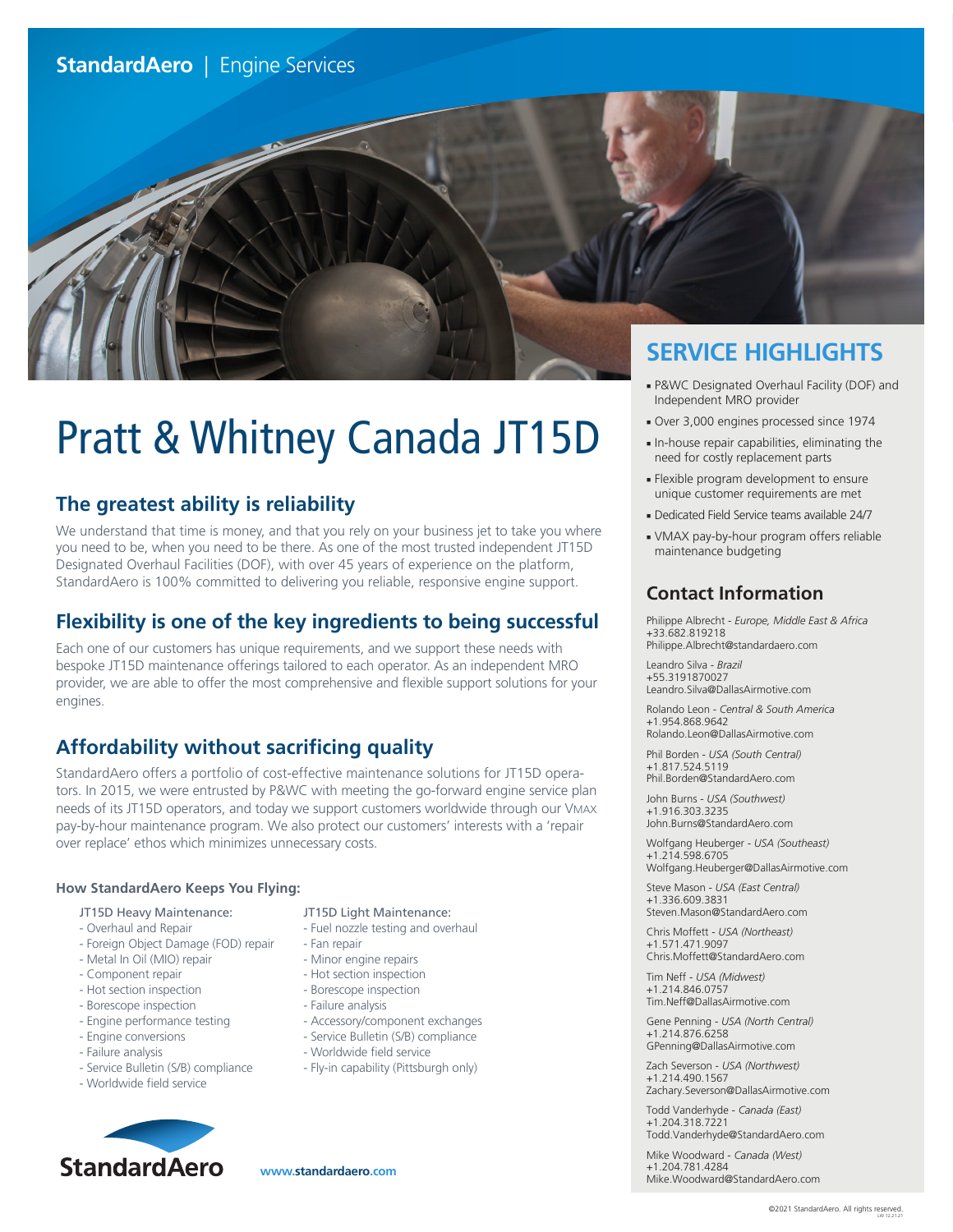StandardAero | Engine Services

# Pratt & Whitney Canada JT15D

## The greatest ability is reliability

We understand that time is money, and that you rely on your business jet to take you where you need to be, when you need to be there. As one of the most trusted independent JT15D Designated Overhaul Facilities (DOF), with over 45 years of experience on the platform, StandardAero is 100% committed to delivering you reliable, responsive engine support.

## Flexibility is one of the key ingredients to being successful

Each one of our customers has unique requirements, and we support these needs with bespoke JT15D maintenance offerings tailored to each operator. As an independent MRO provider, we are able to offer the most comprehensive and flexible support solutions for your engines.

## Affordability without sacrificing quality

StandardAero offers a portfolio of cost-effective maintenance solutions for JT15D operators. In 2015, we were entrusted by P&WC with meeting the go-forward engine service plan needs of its JT15D operators, and today we support customers worldwide through our VMAX pay-by-hour maintenance program. We also protect our customers' interests with a 'repair over replace' ethos which minimizes unnecessary costs.

### How StandardAero Keeps You Flying:

JT15D Heavy Maintenance:
- Overhaul and Repair
- Foreign Object Damage (FOD) repair
- Metal In Oil (MIO) repair
- Component repair
- Hot section inspection
- Borescope inspection
- Engine performance testing
- Engine conversions
- Failure analysis
- Service Bulletin (S/B) compliance
- Worldwide field service

JT15D Light Maintenance:
- Fuel nozzle testing and overhaul
- Fan repair
- Minor engine repairs
- Hot section inspection
- Borescope inspection
- Failure analysis
- Accessory/component exchanges
- Service Bulletin (S/B) compliance
- Worldwide field service
- Fly-in capability (Pittsburgh only)

## SERVICE HIGHLIGHTS

- P&WC Designated Overhaul Facility (DOF) and Independent MRO provider
- Over 3,000 engines processed since 1974
- In-house repair capabilities, eliminating the need for costly replacement parts
- Flexible program development to ensure unique customer requirements are met
- Dedicated Field Service teams available 24/7
- VMAX pay-by-hour program offers reliable maintenance budgeting

## Contact Information

Philippe Albrecht - *Europe, Middle East & Africa*
+33.682.819218
Philippe.Albrecht@standardaero.com

Leandro Silva - *Brazil*
+55.3191870027
Leandro.Silva@DallasAirmotive.com

Rolando Leon - *Central & South America*
+1.954.868.9642
Rolando.Leon@DallasAirmotive.com

Phil Borden - *USA (South Central)*
+1.817.524.5119
Phil.Borden@StandardAero.com

John Burns - *USA (Southwest)*
+1.916.303.3235
John.Burns@StandardAero.com

Wolfgang Heuberger - *USA (Southeast)*
+1.214.598.6705
Wolfgang.Heuberger@DallasAirmotive.com

Steve Mason - *USA (East Central)*
+1.336.609.3831
Steven.Mason@StandardAero.com

Chris Moffett - *USA (Northeast)*
+1.571.471.9097
Chris.Moffett@StandardAero.com

Tim Neff - *USA (Midwest)*
+1.214.846.0757
Tim.Neff@DallasAirmotive.com

Gene Penning - *USA (North Central)*
+1.214.876.6258
GPenning@DallasAirmotive.com

Zach Severson - *USA (Northwest)*
+1.214.490.1567
Zachary.Severson@DallasAirmotive.com

Todd Vanderhyde - *Canada (East)*
+1.204.318.7221
Todd.Vanderhyde@StandardAero.com

Mike Woodward - *Canada (West)*
+1.204.781.4284
Mike.Woodward@StandardAero.com

StandardAero

www.standardaero.com

©2021 StandardAero. All rights reserved.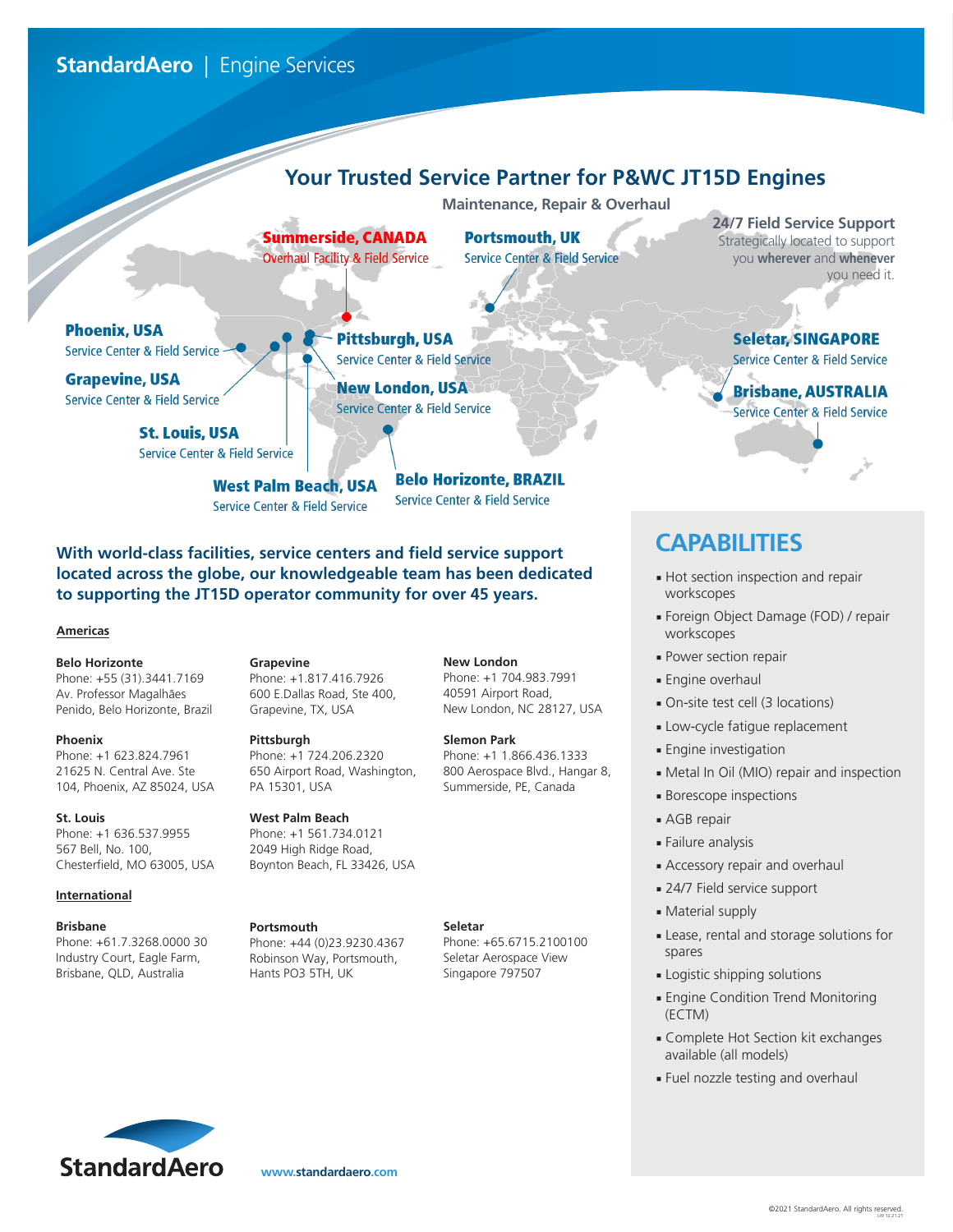StandardAero | Engine Services

# Your Trusted Service Partner for P&WC JT15D Engines

Maintenance, Repair & Overhaul

**24/7 Field Service Support**
Strategically located to support you **wherever** and **whenever** you need it.

**Summerside, CANADA**
Overhaul Facility & Field Service

**Portsmouth, UK**
Service Center & Field Service

**Phoenix, USA**
Service Center & Field Service

**Grapevine, USA**
Service Center & Field Service

**St. Louis, USA**
Service Center & Field Service

**West Palm Beach, USA**
Service Center & Field Service

**Pittsburgh, USA**
Service Center & Field Service

**New London, USA**
Service Center & Field Service

**Belo Horizonte, BRAZIL**
Service Center & Field Service

**Seletar, SINGAPORE**
Service Center & Field Service

**Brisbane, AUSTRALIA**
Service Center & Field Service

**With world-class facilities, service centers and field service support located across the globe, our knowledgeable team has been dedicated to supporting the JT15D operator community for over 45 years.**

## Americas

**Belo Horizonte**
Phone: +55 (31).3441.7169
Av. Professor Magalhães
Penido, Belo Horizonte, Brazil

**Phoenix**
Phone: +1 623.824.7961
21625 N. Central Ave. Ste
104, Phoenix, AZ 85024, USA

**St. Louis**
Phone: +1 636.537.9955
567 Bell, No. 100,
Chesterfield, MO 63005, USA

**Grapevine**
Phone: +1.817.416.7926
600 E.Dallas Road, Ste 400,
Grapevine, TX, USA

**Pittsburgh**
Phone: +1 724.206.2320
650 Airport Road, Washington,
PA 15301, USA

**West Palm Beach**
Phone: +1 561.734.0121
2049 High Ridge Road,
Boynton Beach, FL 33426, USA

**New London**
Phone: +1 704.983.7991
40591 Airport Road,
New London, NC 28127, USA

**Slemon Park**
Phone: +1 1.866.436.1333
800 Aerospace Blvd., Hangar 8,
Summerside, PE, Canada

## International

**Brisbane**
Phone: +61.7.3268.0000 30
Industry Court, Eagle Farm,
Brisbane, QLD, Australia

**Portsmouth**
Phone: +44 (0)23.9230.4367
Robinson Way, Portsmouth,
Hants PO3 5TH, UK

**Seletar**
Phone: +65.6715.2100100
Seletar Aerospace View
Singapore 797507

## CAPABILITIES

- Hot section inspection and repair workscopes
- Foreign Object Damage (FOD) / repair workscopes
- Power section repair
- Engine overhaul
- On-site test cell (3 locations)
- Low-cycle fatigue replacement
- Engine investigation
- Metal In Oil (MIO) repair and inspection
- Borescope inspections
- AGB repair
- Failure analysis
- Accessory repair and overhaul
- 24/7 Field service support
- Material supply
- Lease, rental and storage solutions for spares
- Logistic shipping solutions
- Engine Condition Trend Monitoring (ECTM)
- Complete Hot Section kit exchanges available (all models)
- Fuel nozzle testing and overhaul

StandardAero

www.standardaero.com

©2021 StandardAero. All rights reserved.